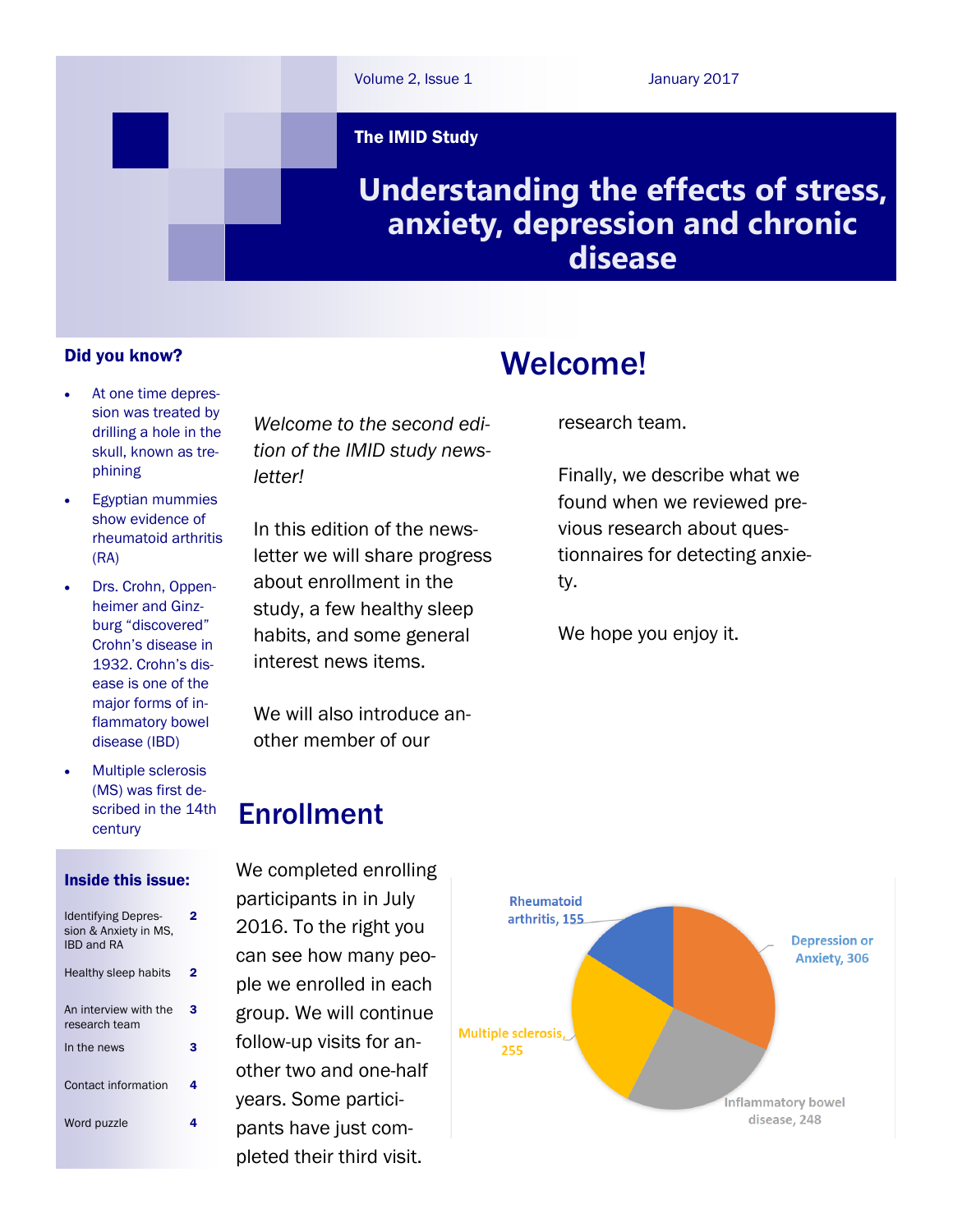Volume 2, Issue 1 — January 2017

**The IMID Study**

# Understanding the effects of stress, anxiety, depression and chronic disease

### Did you know?

- At one time depression was treated by drilling a hole in the skull, known as trephining
- Egyptian mummies show evidence of rheumatoid arthritis (RA)
- Drs. Crohn, Oppenheimer and Ginzburg "discovered" Crohn's disease in 1932. Crohn's disease is one of the major forms of inflammatory bowel disease (IBD)
- Multiple sclerosis (MS) was first described in the 14th century

### Inside this issue:

| | |
|---|---|
| Identifying Depression & Anxiety in MS, IBD and RA | 2 |
| Healthy sleep habits | 2 |
| An interview with the research team | 3 |
| In the news | 3 |
| Contact information | 4 |
| Word puzzle | 4 |

## Welcome!

*Welcome to the second edition of the IMID study newsletter!*

In this edition of the newsletter we will share progress about enrollment in the study, a few healthy sleep habits, and some general interest news items.

We will also introduce another member of our research team.

Finally, we describe what we found when we reviewed previous research about questionnaires for detecting anxiety.

We hope you enjoy it.

## Enrollment

We completed enrolling participants in in July 2016. To the right you can see how many people we enrolled in each group. We will continue follow-up visits for another two and one-half years. Some participants have just completed their third visit.

| Group | Number enrolled |
|---|---|
| Depression or Anxiety | 306 |
| Inflammatory bowel disease | 248 |
| Multiple sclerosis | 255 |
| Rheumatoid arthritis | 155 |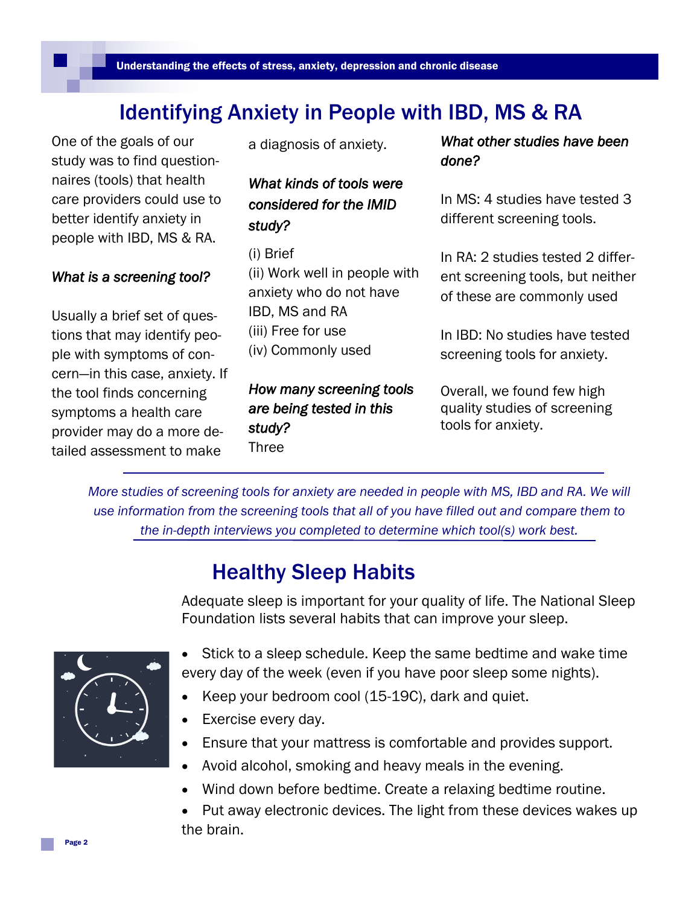# Identifying Anxiety in People with IBD, MS & RA

One of the goals of our study was to find questionnaires (tools) that health care providers could use to better identify anxiety in people with IBD, MS & RA.

*What is a screening tool?*

Usually a brief set of questions that may identify people with symptoms of concern—in this case, anxiety. If the tool finds concerning symptoms a health care provider may do a more detailed assessment to make a diagnosis of anxiety.

*What kinds of tools were considered for the IMID study?*

(i) Brief
(ii) Work well in people with anxiety who do not have IBD, MS and RA
(iii) Free for use
(iv) Commonly used

*How many screening tools are being tested in this study?*
Three

*What other studies have been done?*

In MS: 4 studies have tested 3 different screening tools.

In RA: 2 studies tested 2 different screening tools, but neither of these are commonly used

In IBD: No studies have tested screening tools for anxiety.

Overall, we found few high quality studies of screening tools for anxiety.

---

*More studies of screening tools for anxiety are needed in people with MS, IBD and RA. We will use information from the screening tools that all of you have filled out and compare them to the in-depth interviews you completed to determine which tool(s) work best.*

---

# Healthy Sleep Habits

Adequate sleep is important for your quality of life. The National Sleep Foundation lists several habits that can improve your sleep.

- Stick to a sleep schedule. Keep the same bedtime and wake time every day of the week (even if you have poor sleep some nights).
- Keep your bedroom cool (15-19C), dark and quiet.
- Exercise every day.
- Ensure that your mattress is comfortable and provides support.
- Avoid alcohol, smoking and heavy meals in the evening.
- Wind down before bedtime. Create a relaxing bedtime routine.
- Put away electronic devices. The light from these devices wakes up the brain.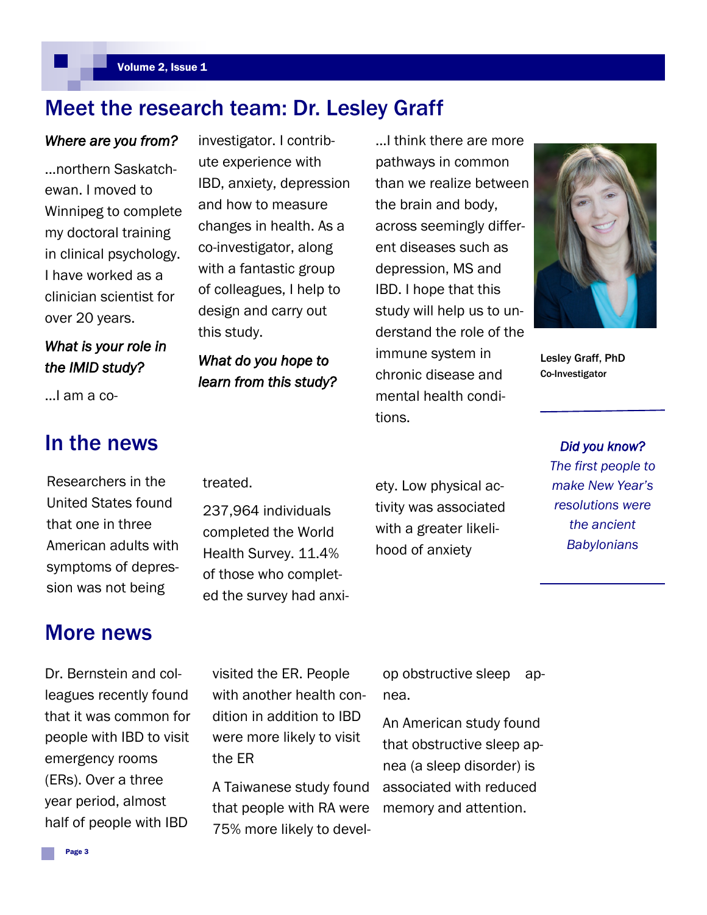## Meet the research team: Dr. Lesley Graff

***Where are you from?***

…northern Saskatchewan. I moved to Winnipeg to complete my doctoral training in clinical psychology. I have worked as a clinician scientist for over 20 years.

***What is your role in the IMID study?***

…I am a co-investigator. I contribute experience with IBD, anxiety, depression and how to measure changes in health. As a co-investigator, along with a fantastic group of colleagues, I help to design and carry out this study.

***What do you hope to learn from this study?***

…I think there are more pathways in common than we realize between the brain and body, across seemingly different diseases such as depression, MS and IBD. I hope that this study will help us to understand the role of the immune system in chronic disease and mental health conditions.

Lesley Graff, PhD
Co-Investigator

## In the news

Researchers in the United States found that one in three American adults with symptoms of depression was not being treated.

237,964 individuals completed the World Health Survey. 11.4% of those who completed the survey had anxiety. Low physical activity was associated with a greater likelihood of anxiety

***Did you know?***
*The first people to make New Year's resolutions were the ancient Babylonians*

## More news

Dr. Bernstein and colleagues recently found that it was common for people with IBD to visit emergency rooms (ERs). Over a three year period, almost half of people with IBD visited the ER. People with another health condition in addition to IBD were more likely to visit the ER

A Taiwanese study found that people with RA were 75% more likely to develop obstructive sleep apnea.

An American study found that obstructive sleep apnea (a sleep disorder) is associated with reduced memory and attention.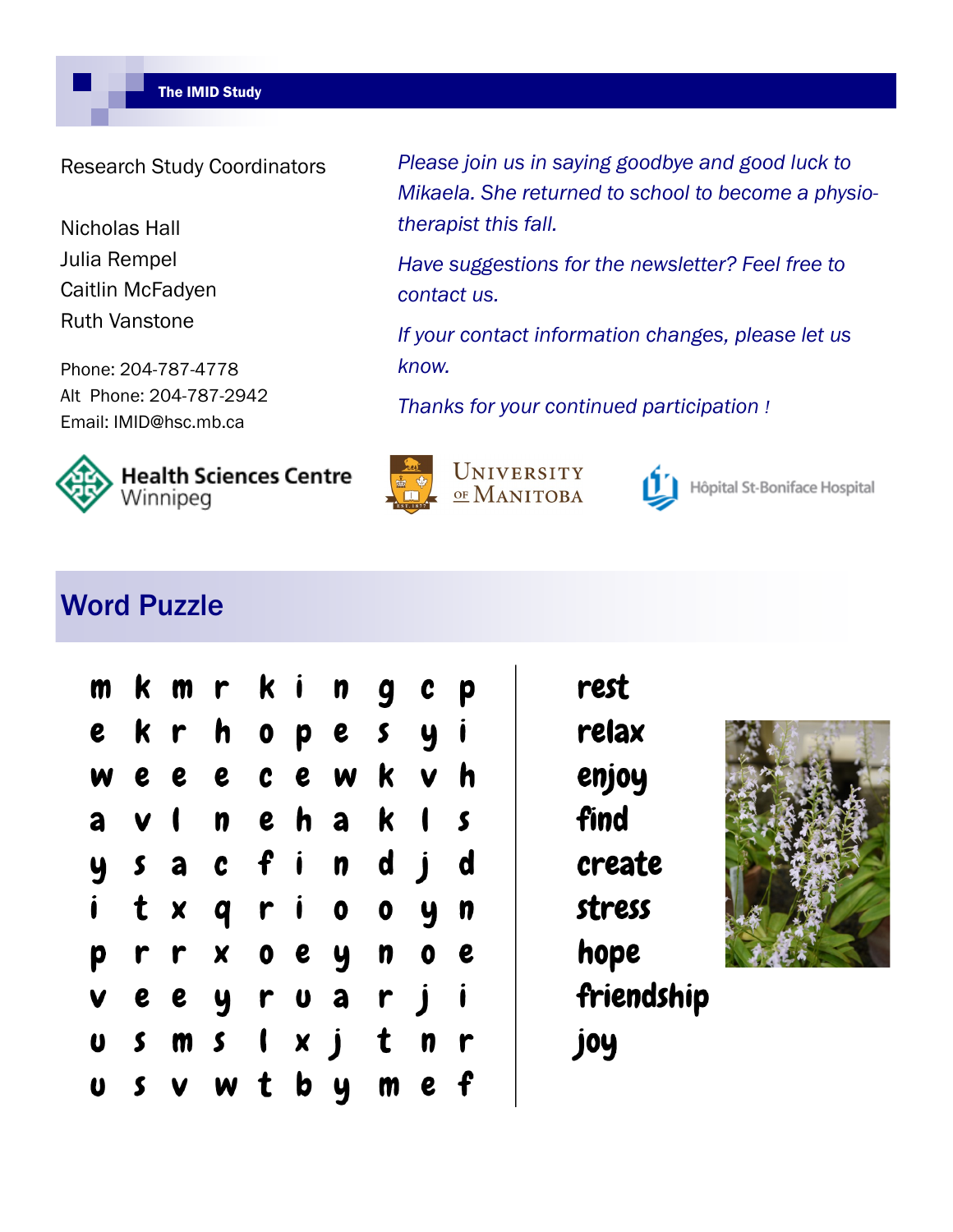Research Study Coordinators

Nicholas Hall
Julia Rempel
Caitlin McFadyen
Ruth Vanstone

Phone: 204-787-4778
Alt Phone: 204-787-2942
Email: IMID@hsc.mb.ca

*Please join us in saying goodbye and good luck to Mikaela. She returned to school to become a physiotherapist this fall.*

*Have suggestions for the newsletter? Feel free to contact us.*

*If your contact information changes, please let us know.*

*Thanks for your continued participation !*

Health Sciences Centre Winnipeg

University of Manitoba

Hôpital St-Boniface Hospital

## Word Puzzle

| | | | | | | | | | |
|---|---|---|---|---|---|---|---|---|---|
| m | k | m | r | k | i | n | g | c | p |
| e | k | r | h | o | p | e | s | y | i |
| w | e | e | e | c | e | w | k | v | h |
| a | v | l | n | e | h | a | k | l | s |
| y | s | a | c | f | i | n | d | j | d |
| i | t | x | q | r | i | o | o | y | n |
| p | r | r | x | o | e | y | n | o | e |
| v | e | e | y | r | u | a | r | j | i |
| u | s | m | s | l | x | j | t | n | r |
| u | s | v | w | t | b | y | m | e | f |

- rest
- relax
- enjoy
- find
- create
- stress
- hope
- friendship
- joy